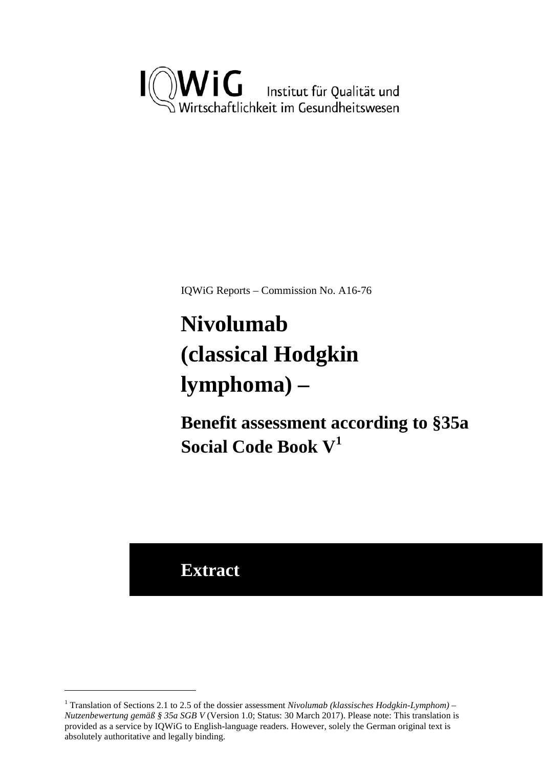IQWiG Institut für Qualität und Wirtschaftlichkeit im Gesundheitswesen

IQWiG Reports – Commission No. A16-76

# Nivolumab (classical Hodgkin lymphoma) –

## Benefit assessment according to §35a Social Code Book V[1]

## Extract

[1] Translation of Sections 2.1 to 2.5 of the dossier assessment *Nivolumab (klassisches Hodgkin-Lymphom) – Nutzenbewertung gemäß § 35a SGB V* (Version 1.0; Status: 30 March 2017). Please note: This translation is provided as a service by IQWiG to English-language readers. However, solely the German original text is absolutely authoritative and legally binding.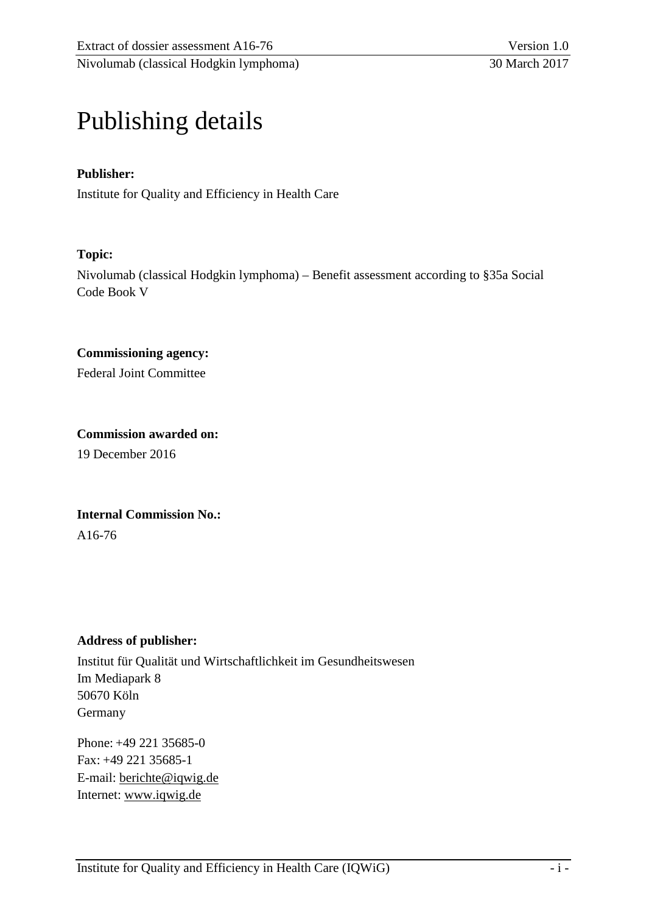# Publishing details

**Publisher:**

Institute for Quality and Efficiency in Health Care

**Topic:**

Nivolumab (classical Hodgkin lymphoma) – Benefit assessment according to §35a Social Code Book V

**Commissioning agency:**

Federal Joint Committee

**Commission awarded on:**

19 December 2016

**Internal Commission No.:**

A16-76

**Address of publisher:**

Institut für Qualität und Wirtschaftlichkeit im Gesundheitswesen
Im Mediapark 8
50670 Köln
Germany

Phone: +49 221 35685-0
Fax: +49 221 35685-1
E-mail: berichte@iqwig.de
Internet: www.iqwig.de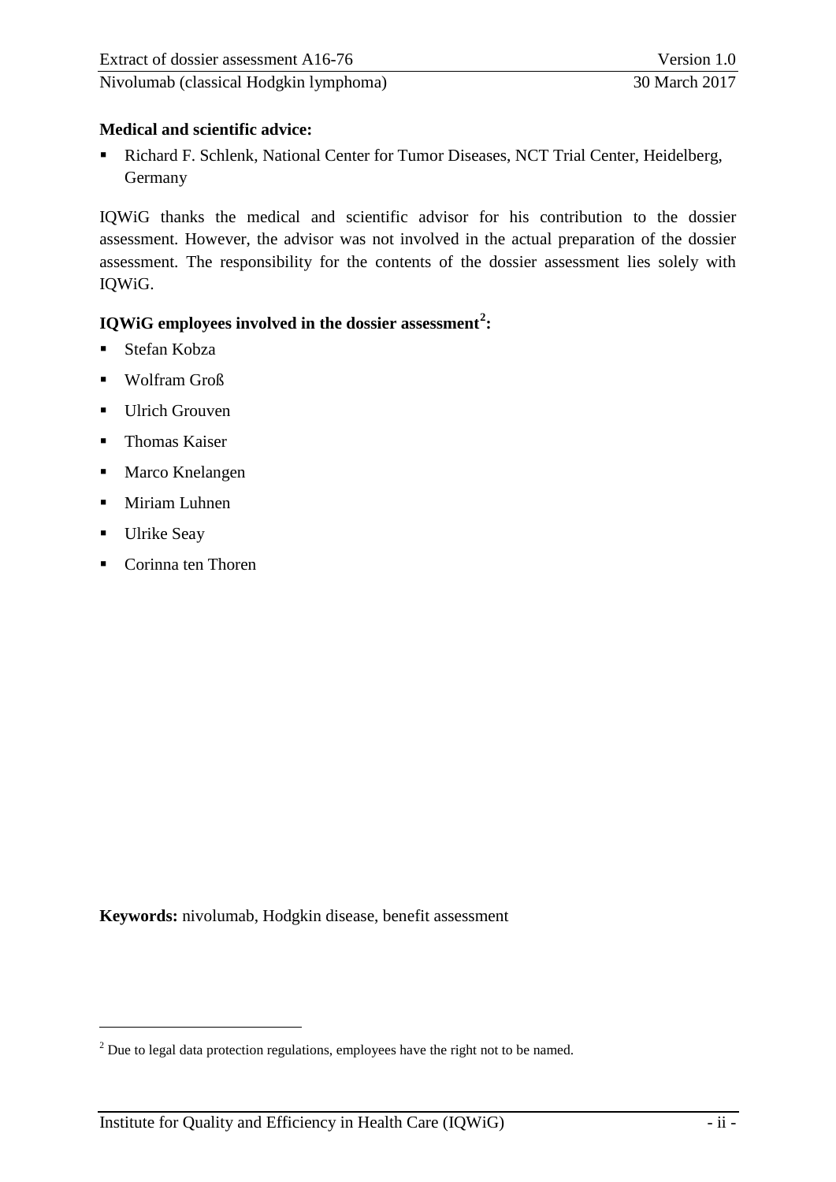**Medical and scientific advice:**

- Richard F. Schlenk, National Center for Tumor Diseases, NCT Trial Center, Heidelberg, Germany

IQWiG thanks the medical and scientific advisor for his contribution to the dossier assessment. However, the advisor was not involved in the actual preparation of the dossier assessment. The responsibility for the contents of the dossier assessment lies solely with IQWiG.

**IQWiG employees involved in the dossier assessment[2]:**

- Stefan Kobza
- Wolfram Groß
- Ulrich Grouven
- Thomas Kaiser
- Marco Knelangen
- Miriam Luhnen
- Ulrike Seay
- Corinna ten Thoren

**Keywords:** nivolumab, Hodgkin disease, benefit assessment

[2] Due to legal data protection regulations, employees have the right not to be named.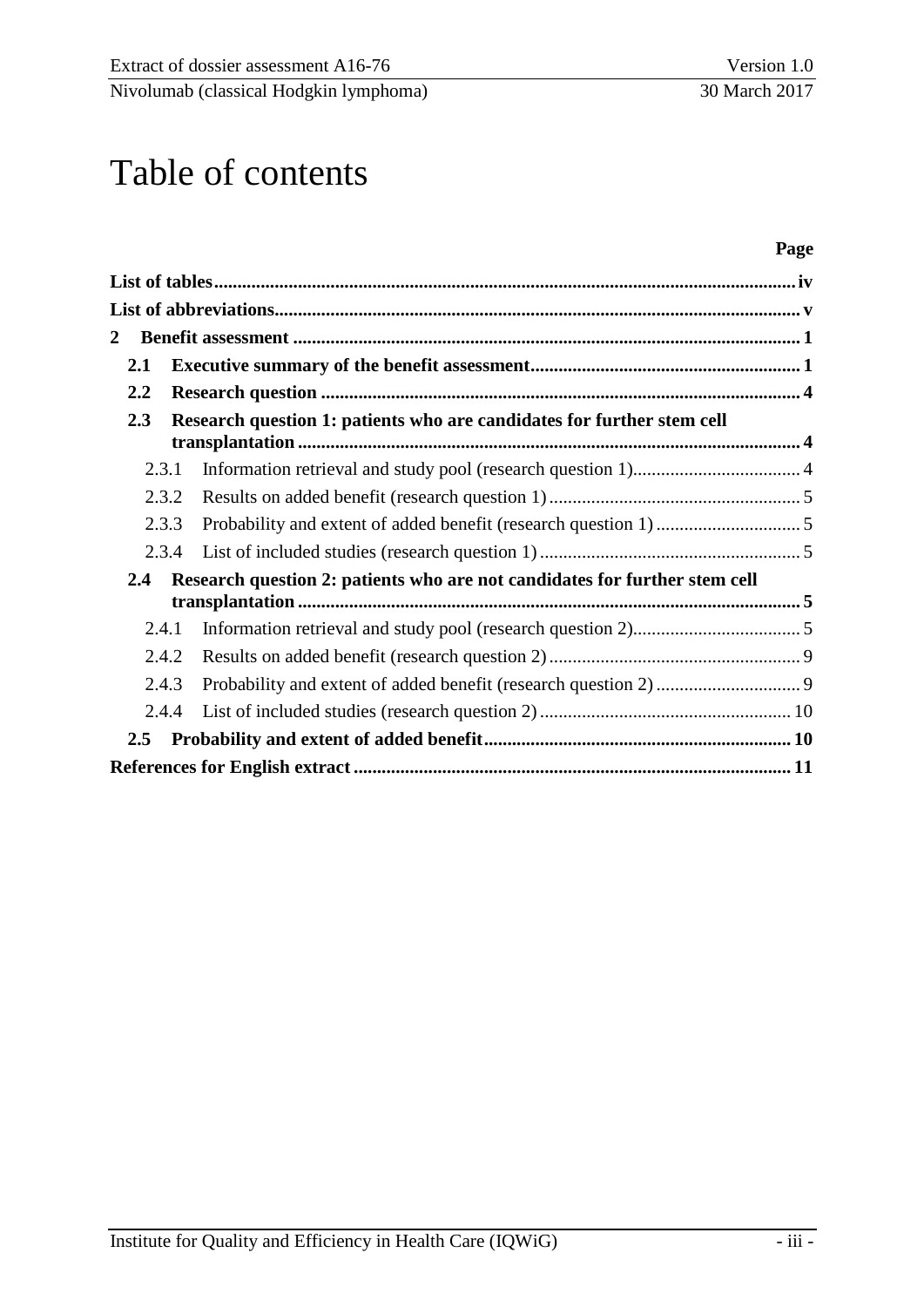# Table of contents

| | Page |
|---|---|
| **List of tables** | **iv** |
| **List of abbreviations** | **v** |
| **2 Benefit assessment** | **1** |
| **2.1 Executive summary of the benefit assessment** | **1** |
| **2.2 Research question** | **4** |
| **2.3 Research question 1: patients who are candidates for further stem cell transplantation** | **4** |
| 2.3.1 Information retrieval and study pool (research question 1) | 4 |
| 2.3.2 Results on added benefit (research question 1) | 5 |
| 2.3.3 Probability and extent of added benefit (research question 1) | 5 |
| 2.3.4 List of included studies (research question 1) | 5 |
| **2.4 Research question 2: patients who are not candidates for further stem cell transplantation** | **5** |
| 2.4.1 Information retrieval and study pool (research question 2) | 5 |
| 2.4.2 Results on added benefit (research question 2) | 9 |
| 2.4.3 Probability and extent of added benefit (research question 2) | 9 |
| 2.4.4 List of included studies (research question 2) | 10 |
| **2.5 Probability and extent of added benefit** | **10** |
| **References for English extract** | **11** |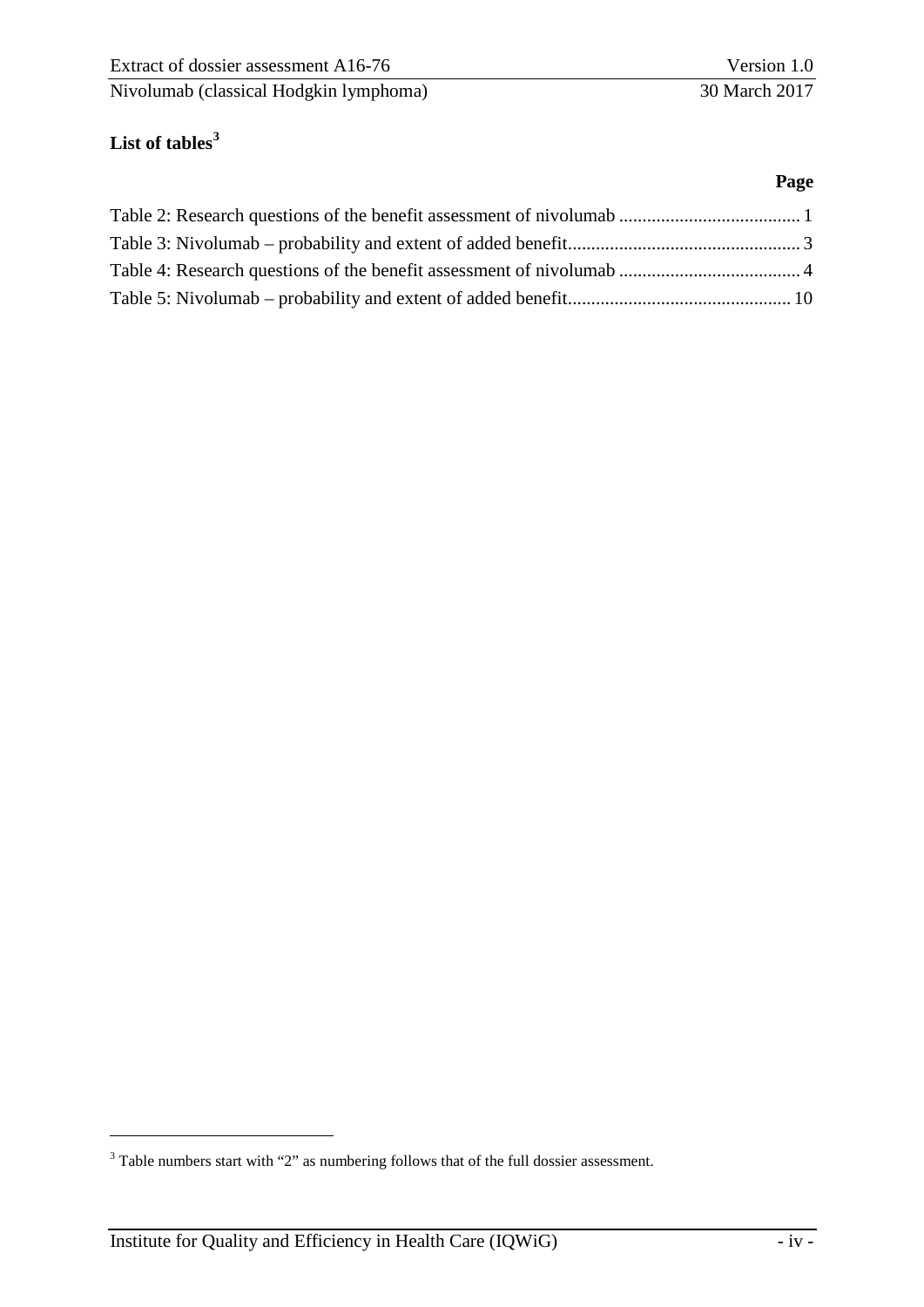## List of tables[3]

**Page**

Table 2: Research questions of the benefit assessment of nivolumab ....................................... 1
Table 3: Nivolumab – probability and extent of added benefit.................................................. 3
Table 4: Research questions of the benefit assessment of nivolumab ....................................... 4
Table 5: Nivolumab – probability and extent of added benefit................................................ 10

[3] Table numbers start with "2" as numbering follows that of the full dossier assessment.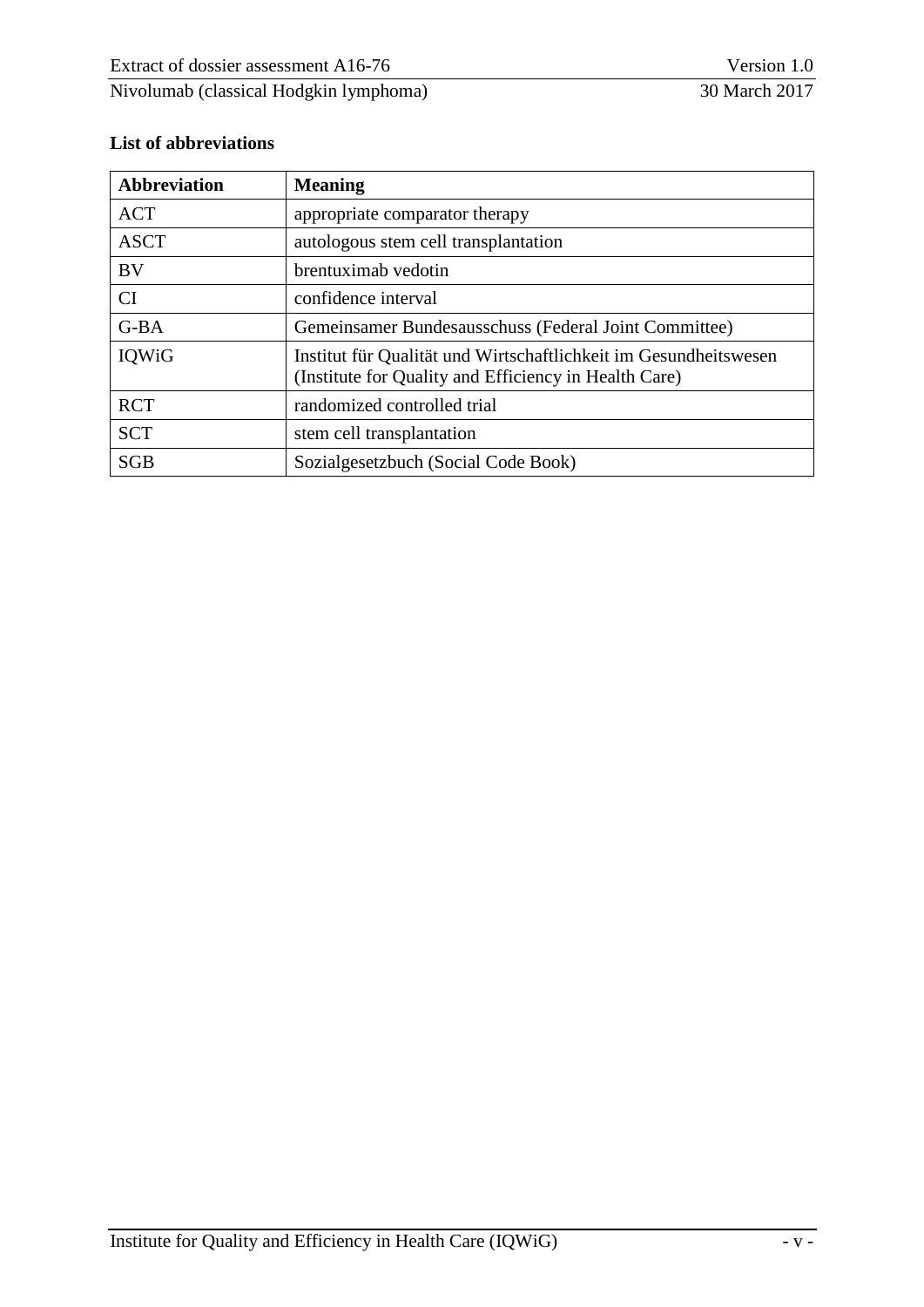## List of abbreviations

| Abbreviation | Meaning |
|---|---|
| ACT | appropriate comparator therapy |
| ASCT | autologous stem cell transplantation |
| BV | brentuximab vedotin |
| CI | confidence interval |
| G-BA | Gemeinsamer Bundesausschuss (Federal Joint Committee) |
| IQWiG | Institut für Qualität und Wirtschaftlichkeit im Gesundheitswesen (Institute for Quality and Efficiency in Health Care) |
| RCT | randomized controlled trial |
| SCT | stem cell transplantation |
| SGB | Sozialgesetzbuch (Social Code Book) |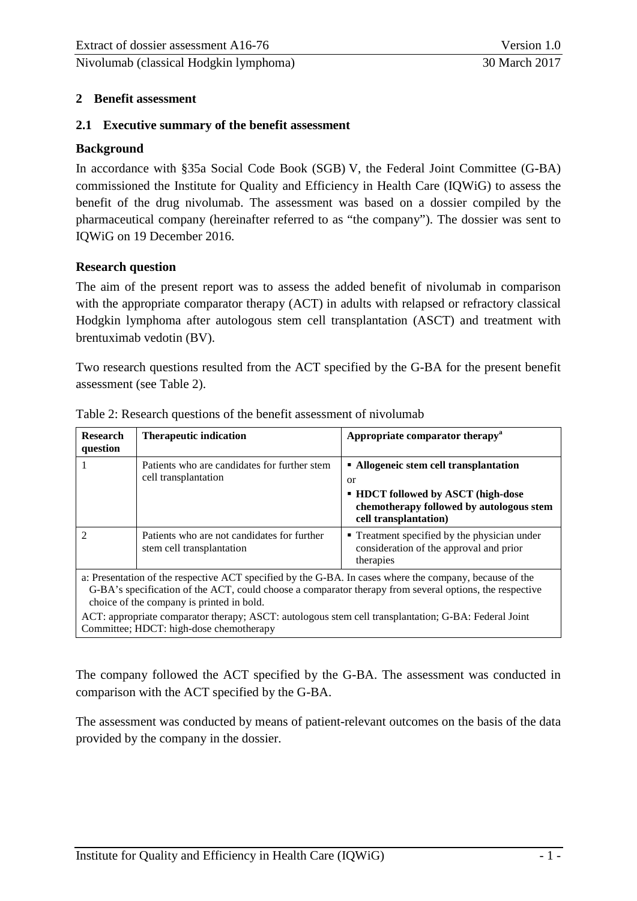## 2 Benefit assessment

### 2.1 Executive summary of the benefit assessment

**Background**

In accordance with §35a Social Code Book (SGB) V, the Federal Joint Committee (G-BA) commissioned the Institute for Quality and Efficiency in Health Care (IQWiG) to assess the benefit of the drug nivolumab. The assessment was based on a dossier compiled by the pharmaceutical company (hereinafter referred to as "the company"). The dossier was sent to IQWiG on 19 December 2016.

**Research question**

The aim of the present report was to assess the added benefit of nivolumab in comparison with the appropriate comparator therapy (ACT) in adults with relapsed or refractory classical Hodgkin lymphoma after autologous stem cell transplantation (ASCT) and treatment with brentuximab vedotin (BV).

Two research questions resulted from the ACT specified by the G-BA for the present benefit assessment (see Table 2).

Table 2: Research questions of the benefit assessment of nivolumab

| Research question | Therapeutic indication | Appropriate comparator therapy[a] |
|---|---|---|
| 1 | Patients who are candidates for further stem cell transplantation | ▪ **Allogeneic stem cell transplantation**<br>or<br>▪ **HDCT followed by ASCT (high-dose chemotherapy followed by autologous stem cell transplantation)** |
| 2 | Patients who are not candidates for further stem cell transplantation | ▪ Treatment specified by the physician under consideration of the approval and prior therapies |

a: Presentation of the respective ACT specified by the G-BA. In cases where the company, because of the G-BA's specification of the ACT, could choose a comparator therapy from several options, the respective choice of the company is printed in bold.

ACT: appropriate comparator therapy; ASCT: autologous stem cell transplantation; G-BA: Federal Joint Committee; HDCT: high-dose chemotherapy

The company followed the ACT specified by the G-BA. The assessment was conducted in comparison with the ACT specified by the G-BA.

The assessment was conducted by means of patient-relevant outcomes on the basis of the data provided by the company in the dossier.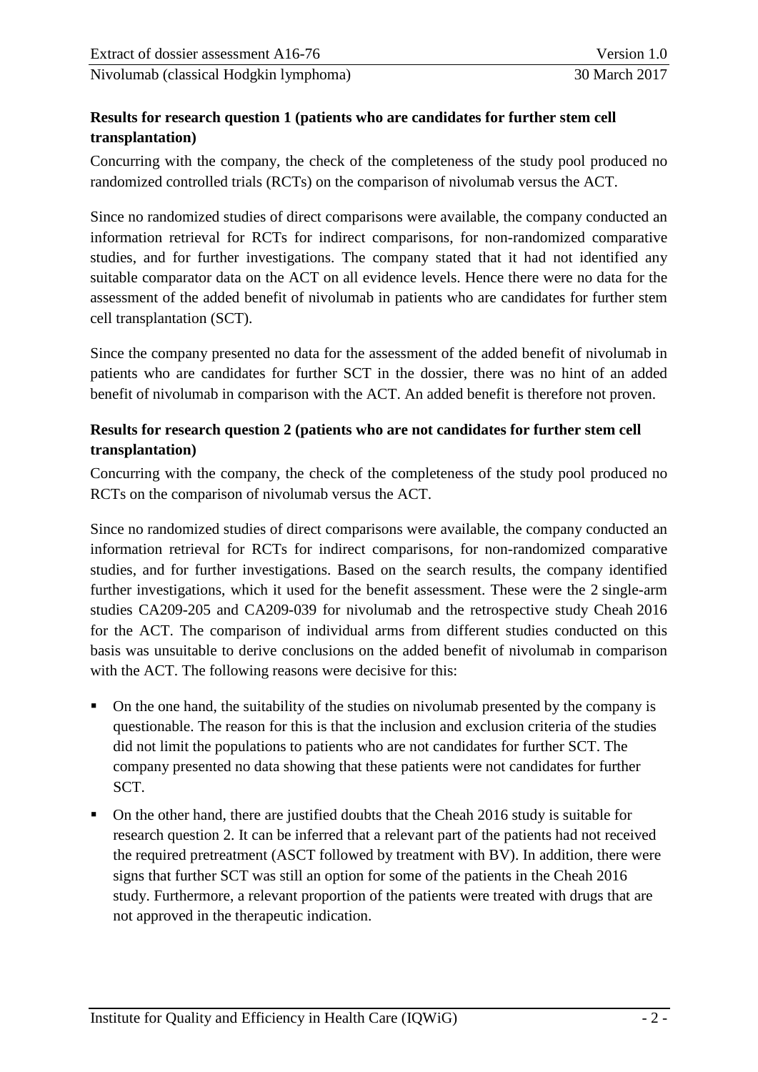**Results for research question 1 (patients who are candidates for further stem cell transplantation)**

Concurring with the company, the check of the completeness of the study pool produced no randomized controlled trials (RCTs) on the comparison of nivolumab versus the ACT.

Since no randomized studies of direct comparisons were available, the company conducted an information retrieval for RCTs for indirect comparisons, for non-randomized comparative studies, and for further investigations. The company stated that it had not identified any suitable comparator data on the ACT on all evidence levels. Hence there were no data for the assessment of the added benefit of nivolumab in patients who are candidates for further stem cell transplantation (SCT).

Since the company presented no data for the assessment of the added benefit of nivolumab in patients who are candidates for further SCT in the dossier, there was no hint of an added benefit of nivolumab in comparison with the ACT. An added benefit is therefore not proven.

**Results for research question 2 (patients who are not candidates for further stem cell transplantation)**

Concurring with the company, the check of the completeness of the study pool produced no RCTs on the comparison of nivolumab versus the ACT.

Since no randomized studies of direct comparisons were available, the company conducted an information retrieval for RCTs for indirect comparisons, for non-randomized comparative studies, and for further investigations. Based on the search results, the company identified further investigations, which it used for the benefit assessment. These were the 2 single-arm studies CA209-205 and CA209-039 for nivolumab and the retrospective study Cheah 2016 for the ACT. The comparison of individual arms from different studies conducted on this basis was unsuitable to derive conclusions on the added benefit of nivolumab in comparison with the ACT. The following reasons were decisive for this:

- On the one hand, the suitability of the studies on nivolumab presented by the company is questionable. The reason for this is that the inclusion and exclusion criteria of the studies did not limit the populations to patients who are not candidates for further SCT. The company presented no data showing that these patients were not candidates for further SCT.
- On the other hand, there are justified doubts that the Cheah 2016 study is suitable for research question 2. It can be inferred that a relevant part of the patients had not received the required pretreatment (ASCT followed by treatment with BV). In addition, there were signs that further SCT was still an option for some of the patients in the Cheah 2016 study. Furthermore, a relevant proportion of the patients were treated with drugs that are not approved in the therapeutic indication.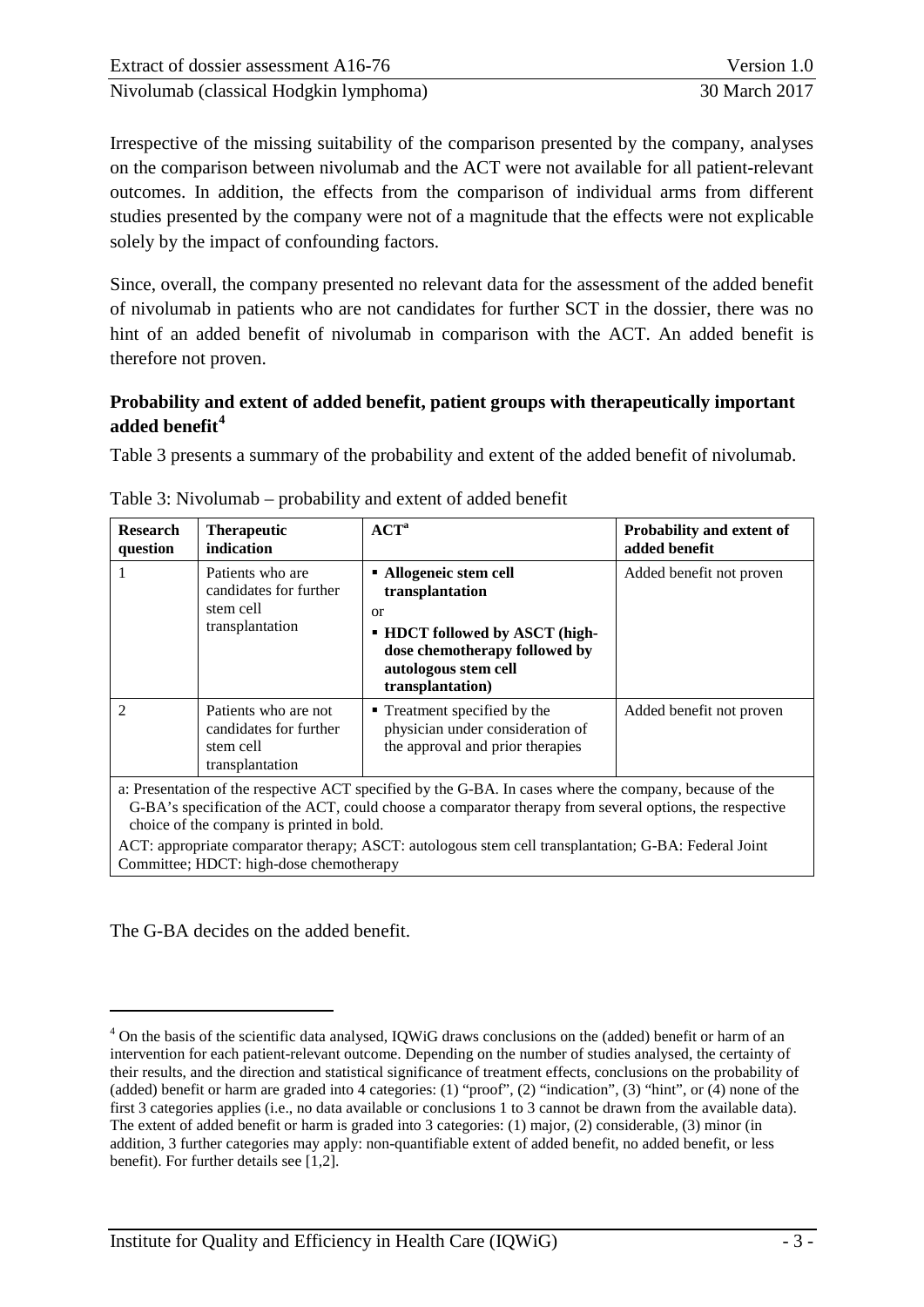Irrespective of the missing suitability of the comparison presented by the company, analyses on the comparison between nivolumab and the ACT were not available for all patient-relevant outcomes. In addition, the effects from the comparison of individual arms from different studies presented by the company were not of a magnitude that the effects were not explicable solely by the impact of confounding factors.

Since, overall, the company presented no relevant data for the assessment of the added benefit of nivolumab in patients who are not candidates for further SCT in the dossier, there was no hint of an added benefit of nivolumab in comparison with the ACT. An added benefit is therefore not proven.

### Probability and extent of added benefit, patient groups with therapeutically important added benefit[4]

Table 3 presents a summary of the probability and extent of the added benefit of nivolumab.

Table 3: Nivolumab – probability and extent of added benefit

| Research question | Therapeutic indication | ACT[a] | Probability and extent of added benefit |
|---|---|---|---|
| 1 | Patients who are candidates for further stem cell transplantation | ▪ **Allogeneic stem cell transplantation**<br>or<br>▪ **HDCT followed by ASCT (high-dose chemotherapy followed by autologous stem cell transplantation)** | Added benefit not proven |
| 2 | Patients who are not candidates for further stem cell transplantation | ▪ Treatment specified by the physician under consideration of the approval and prior therapies | Added benefit not proven |

a: Presentation of the respective ACT specified by the G-BA. In cases where the company, because of the G-BA's specification of the ACT, could choose a comparator therapy from several options, the respective choice of the company is printed in bold.
ACT: appropriate comparator therapy; ASCT: autologous stem cell transplantation; G-BA: Federal Joint Committee; HDCT: high-dose chemotherapy

The G-BA decides on the added benefit.

[4] On the basis of the scientific data analysed, IQWiG draws conclusions on the (added) benefit or harm of an intervention for each patient-relevant outcome. Depending on the number of studies analysed, the certainty of their results, and the direction and statistical significance of treatment effects, conclusions on the probability of (added) benefit or harm are graded into 4 categories: (1) "proof", (2) "indication", (3) "hint", or (4) none of the first 3 categories applies (i.e., no data available or conclusions 1 to 3 cannot be drawn from the available data). The extent of added benefit or harm is graded into 3 categories: (1) major, (2) considerable, (3) minor (in addition, 3 further categories may apply: non-quantifiable extent of added benefit, no added benefit, or less benefit). For further details see [1,2].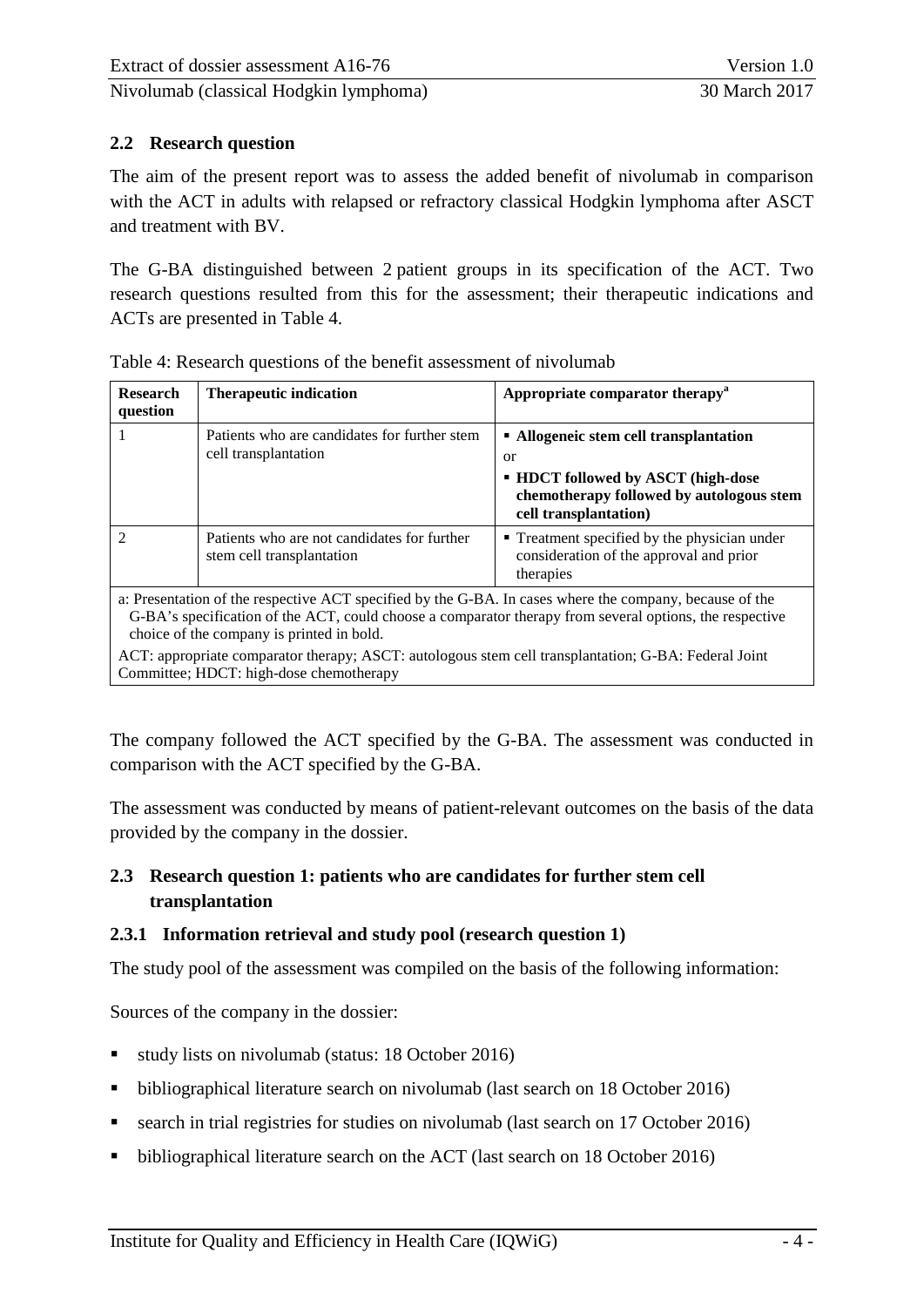## 2.2 Research question

The aim of the present report was to assess the added benefit of nivolumab in comparison with the ACT in adults with relapsed or refractory classical Hodgkin lymphoma after ASCT and treatment with BV.

The G-BA distinguished between 2 patient groups in its specification of the ACT. Two research questions resulted from this for the assessment; their therapeutic indications and ACTs are presented in Table 4.

Table 4: Research questions of the benefit assessment of nivolumab

| Research question | Therapeutic indication | Appropriate comparator therapy[a] |
|---|---|---|
| 1 | Patients who are candidates for further stem cell transplantation | ▪ **Allogeneic stem cell transplantation**<br>or<br>▪ **HDCT followed by ASCT (high-dose chemotherapy followed by autologous stem cell transplantation)** |
| 2 | Patients who are not candidates for further stem cell transplantation | ▪ Treatment specified by the physician under consideration of the approval and prior therapies |
| a: Presentation of the respective ACT specified by the G-BA. In cases where the company, because of the G-BA's specification of the ACT, could choose a comparator therapy from several options, the respective choice of the company is printed in bold.<br>ACT: appropriate comparator therapy; ASCT: autologous stem cell transplantation; G-BA: Federal Joint Committee; HDCT: high-dose chemotherapy | | |

The company followed the ACT specified by the G-BA. The assessment was conducted in comparison with the ACT specified by the G-BA.

The assessment was conducted by means of patient-relevant outcomes on the basis of the data provided by the company in the dossier.

## 2.3 Research question 1: patients who are candidates for further stem cell transplantation

### 2.3.1 Information retrieval and study pool (research question 1)

The study pool of the assessment was compiled on the basis of the following information:

Sources of the company in the dossier:

- study lists on nivolumab (status: 18 October 2016)
- bibliographical literature search on nivolumab (last search on 18 October 2016)
- search in trial registries for studies on nivolumab (last search on 17 October 2016)
- bibliographical literature search on the ACT (last search on 18 October 2016)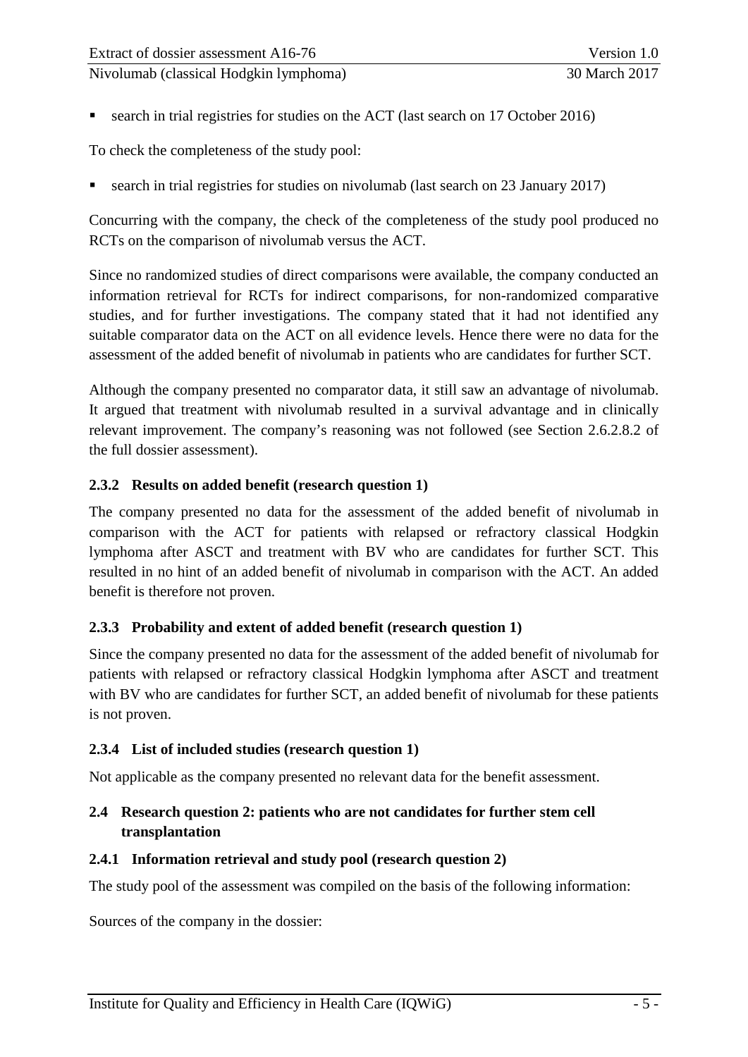- search in trial registries for studies on the ACT (last search on 17 October 2016)

To check the completeness of the study pool:

- search in trial registries for studies on nivolumab (last search on 23 January 2017)

Concurring with the company, the check of the completeness of the study pool produced no RCTs on the comparison of nivolumab versus the ACT.

Since no randomized studies of direct comparisons were available, the company conducted an information retrieval for RCTs for indirect comparisons, for non-randomized comparative studies, and for further investigations. The company stated that it had not identified any suitable comparator data on the ACT on all evidence levels. Hence there were no data for the assessment of the added benefit of nivolumab in patients who are candidates for further SCT.

Although the company presented no comparator data, it still saw an advantage of nivolumab. It argued that treatment with nivolumab resulted in a survival advantage and in clinically relevant improvement. The company's reasoning was not followed (see Section 2.6.2.8.2 of the full dossier assessment).

### 2.3.2 Results on added benefit (research question 1)

The company presented no data for the assessment of the added benefit of nivolumab in comparison with the ACT for patients with relapsed or refractory classical Hodgkin lymphoma after ASCT and treatment with BV who are candidates for further SCT. This resulted in no hint of an added benefit of nivolumab in comparison with the ACT. An added benefit is therefore not proven.

### 2.3.3 Probability and extent of added benefit (research question 1)

Since the company presented no data for the assessment of the added benefit of nivolumab for patients with relapsed or refractory classical Hodgkin lymphoma after ASCT and treatment with BV who are candidates for further SCT, an added benefit of nivolumab for these patients is not proven.

### 2.3.4 List of included studies (research question 1)

Not applicable as the company presented no relevant data for the benefit assessment.

## 2.4 Research question 2: patients who are not candidates for further stem cell transplantation

### 2.4.1 Information retrieval and study pool (research question 2)

The study pool of the assessment was compiled on the basis of the following information:

Sources of the company in the dossier: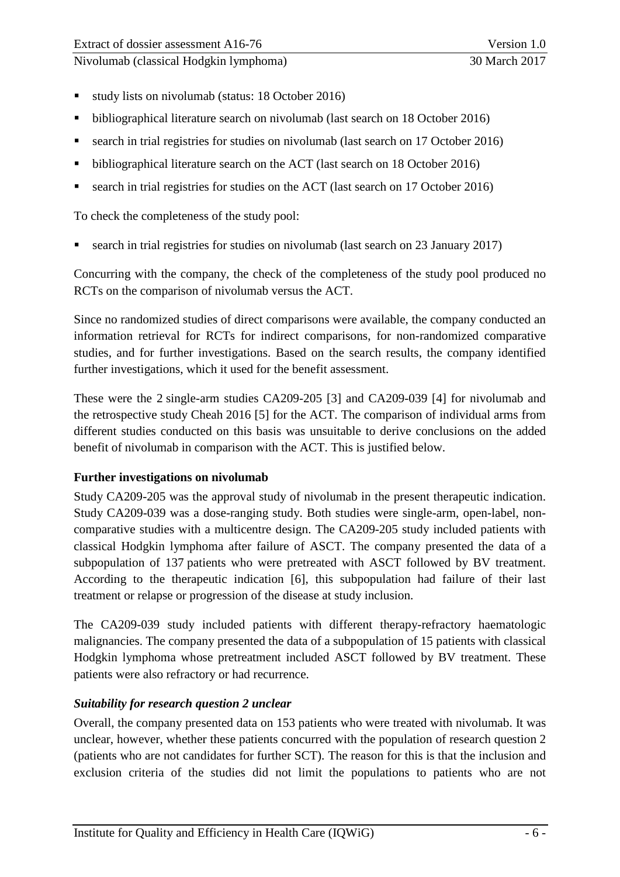- study lists on nivolumab (status: 18 October 2016)
- bibliographical literature search on nivolumab (last search on 18 October 2016)
- search in trial registries for studies on nivolumab (last search on 17 October 2016)
- bibliographical literature search on the ACT (last search on 18 October 2016)
- search in trial registries for studies on the ACT (last search on 17 October 2016)

To check the completeness of the study pool:

- search in trial registries for studies on nivolumab (last search on 23 January 2017)

Concurring with the company, the check of the completeness of the study pool produced no RCTs on the comparison of nivolumab versus the ACT.

Since no randomized studies of direct comparisons were available, the company conducted an information retrieval for RCTs for indirect comparisons, for non-randomized comparative studies, and for further investigations. Based on the search results, the company identified further investigations, which it used for the benefit assessment.

These were the 2 single-arm studies CA209-205 [3] and CA209-039 [4] for nivolumab and the retrospective study Cheah 2016 [5] for the ACT. The comparison of individual arms from different studies conducted on this basis was unsuitable to derive conclusions on the added benefit of nivolumab in comparison with the ACT. This is justified below.

**Further investigations on nivolumab**

Study CA209-205 was the approval study of nivolumab in the present therapeutic indication. Study CA209-039 was a dose-ranging study. Both studies were single-arm, open-label, non-comparative studies with a multicentre design. The CA209-205 study included patients with classical Hodgkin lymphoma after failure of ASCT. The company presented the data of a subpopulation of 137 patients who were pretreated with ASCT followed by BV treatment. According to the therapeutic indication [6], this subpopulation had failure of their last treatment or relapse or progression of the disease at study inclusion.

The CA209-039 study included patients with different therapy-refractory haematologic malignancies. The company presented the data of a subpopulation of 15 patients with classical Hodgkin lymphoma whose pretreatment included ASCT followed by BV treatment. These patients were also refractory or had recurrence.

***Suitability for research question 2 unclear***

Overall, the company presented data on 153 patients who were treated with nivolumab. It was unclear, however, whether these patients concurred with the population of research question 2 (patients who are not candidates for further SCT). The reason for this is that the inclusion and exclusion criteria of the studies did not limit the populations to patients who are not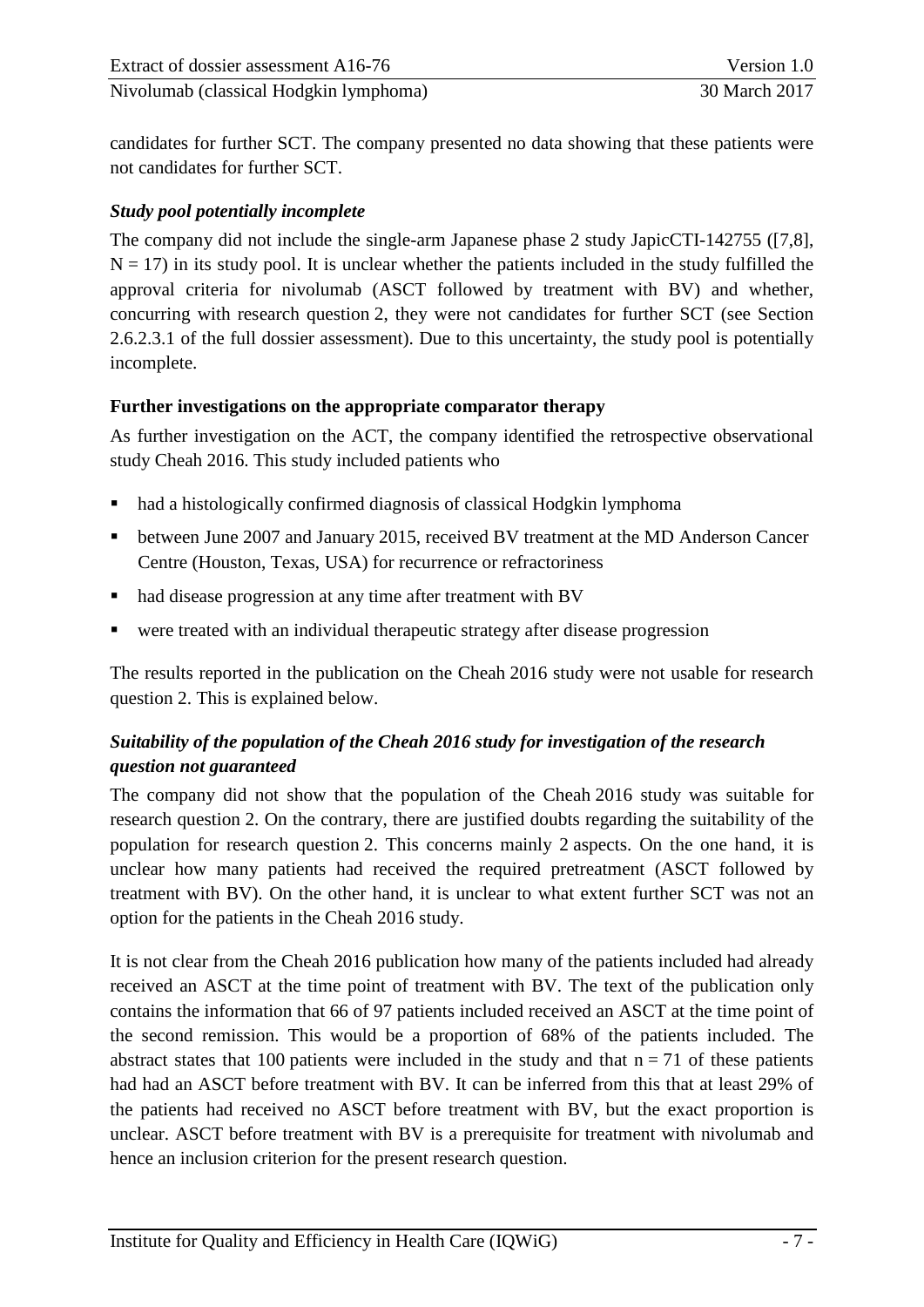candidates for further SCT. The company presented no data showing that these patients were not candidates for further SCT.

### *Study pool potentially incomplete*

The company did not include the single-arm Japanese phase 2 study JapicCTI-142755 ([7,8], $N = 17$) in its study pool. It is unclear whether the patients included in the study fulfilled the approval criteria for nivolumab (ASCT followed by treatment with BV) and whether, concurring with research question 2, they were not candidates for further SCT (see Section 2.6.2.3.1 of the full dossier assessment). Due to this uncertainty, the study pool is potentially incomplete.

### Further investigations on the appropriate comparator therapy

As further investigation on the ACT, the company identified the retrospective observational study Cheah 2016. This study included patients who

- had a histologically confirmed diagnosis of classical Hodgkin lymphoma
- between June 2007 and January 2015, received BV treatment at the MD Anderson Cancer Centre (Houston, Texas, USA) for recurrence or refractoriness
- had disease progression at any time after treatment with BV
- were treated with an individual therapeutic strategy after disease progression

The results reported in the publication on the Cheah 2016 study were not usable for research question 2. This is explained below.

### *Suitability of the population of the Cheah 2016 study for investigation of the research question not guaranteed*

The company did not show that the population of the Cheah 2016 study was suitable for research question 2. On the contrary, there are justified doubts regarding the suitability of the population for research question 2. This concerns mainly 2 aspects. On the one hand, it is unclear how many patients had received the required pretreatment (ASCT followed by treatment with BV). On the other hand, it is unclear to what extent further SCT was not an option for the patients in the Cheah 2016 study.

It is not clear from the Cheah 2016 publication how many of the patients included had already received an ASCT at the time point of treatment with BV. The text of the publication only contains the information that 66 of 97 patients included received an ASCT at the time point of the second remission. This would be a proportion of 68% of the patients included. The abstract states that 100 patients were included in the study and that $n = 71$ of these patients had had an ASCT before treatment with BV. It can be inferred from this that at least 29% of the patients had received no ASCT before treatment with BV, but the exact proportion is unclear. ASCT before treatment with BV is a prerequisite for treatment with nivolumab and hence an inclusion criterion for the present research question.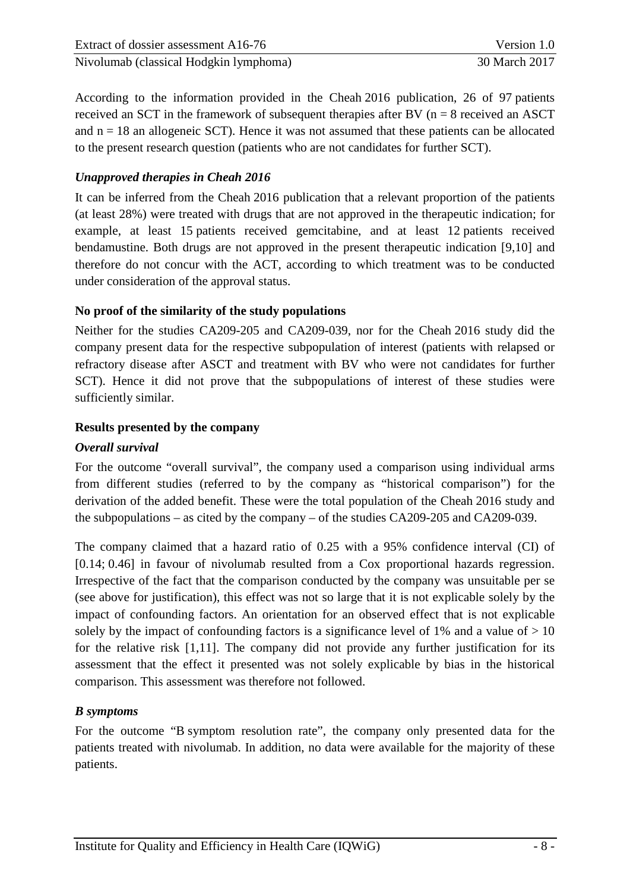According to the information provided in the Cheah 2016 publication, 26 of 97 patients received an SCT in the framework of subsequent therapies after BV (n = 8 received an ASCT and n = 18 an allogeneic SCT). Hence it was not assumed that these patients can be allocated to the present research question (patients who are not candidates for further SCT).

### *Unapproved therapies in Cheah 2016*

It can be inferred from the Cheah 2016 publication that a relevant proportion of the patients (at least 28%) were treated with drugs that are not approved in the therapeutic indication; for example, at least 15 patients received gemcitabine, and at least 12 patients received bendamustine. Both drugs are not approved in the present therapeutic indication [9,10] and therefore do not concur with the ACT, according to which treatment was to be conducted under consideration of the approval status.

### **No proof of the similarity of the study populations**

Neither for the studies CA209-205 and CA209-039, nor for the Cheah 2016 study did the company present data for the respective subpopulation of interest (patients with relapsed or refractory disease after ASCT and treatment with BV who were not candidates for further SCT). Hence it did not prove that the subpopulations of interest of these studies were sufficiently similar.

### **Results presented by the company**

### *Overall survival*

For the outcome "overall survival", the company used a comparison using individual arms from different studies (referred to by the company as "historical comparison") for the derivation of the added benefit. These were the total population of the Cheah 2016 study and the subpopulations – as cited by the company – of the studies CA209-205 and CA209-039.

The company claimed that a hazard ratio of 0.25 with a 95% confidence interval (CI) of [0.14; 0.46] in favour of nivolumab resulted from a Cox proportional hazards regression. Irrespective of the fact that the comparison conducted by the company was unsuitable per se (see above for justification), this effect was not so large that it is not explicable solely by the impact of confounding factors. An orientation for an observed effect that is not explicable solely by the impact of confounding factors is a significance level of 1% and a value of > 10 for the relative risk [1,11]. The company did not provide any further justification for its assessment that the effect it presented was not solely explicable by bias in the historical comparison. This assessment was therefore not followed.

### *B symptoms*

For the outcome "B symptom resolution rate", the company only presented data for the patients treated with nivolumab. In addition, no data were available for the majority of these patients.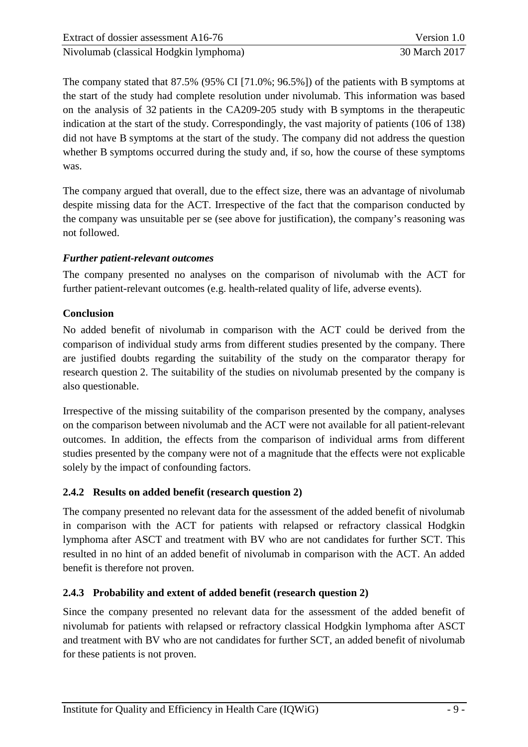The company stated that 87.5% (95% CI [71.0%; 96.5%]) of the patients with B symptoms at the start of the study had complete resolution under nivolumab. This information was based on the analysis of 32 patients in the CA209-205 study with B symptoms in the therapeutic indication at the start of the study. Correspondingly, the vast majority of patients (106 of 138) did not have B symptoms at the start of the study. The company did not address the question whether B symptoms occurred during the study and, if so, how the course of these symptoms was.

The company argued that overall, due to the effect size, there was an advantage of nivolumab despite missing data for the ACT. Irrespective of the fact that the comparison conducted by the company was unsuitable per se (see above for justification), the company's reasoning was not followed.

***Further patient-relevant outcomes***

The company presented no analyses on the comparison of nivolumab with the ACT for further patient-relevant outcomes (e.g. health-related quality of life, adverse events).

**Conclusion**

No added benefit of nivolumab in comparison with the ACT could be derived from the comparison of individual study arms from different studies presented by the company. There are justified doubts regarding the suitability of the study on the comparator therapy for research question 2. The suitability of the studies on nivolumab presented by the company is also questionable.

Irrespective of the missing suitability of the comparison presented by the company, analyses on the comparison between nivolumab and the ACT were not available for all patient-relevant outcomes. In addition, the effects from the comparison of individual arms from different studies presented by the company were not of a magnitude that the effects were not explicable solely by the impact of confounding factors.

### 2.4.2 Results on added benefit (research question 2)

The company presented no relevant data for the assessment of the added benefit of nivolumab in comparison with the ACT for patients with relapsed or refractory classical Hodgkin lymphoma after ASCT and treatment with BV who are not candidates for further SCT. This resulted in no hint of an added benefit of nivolumab in comparison with the ACT. An added benefit is therefore not proven.

### 2.4.3 Probability and extent of added benefit (research question 2)

Since the company presented no relevant data for the assessment of the added benefit of nivolumab for patients with relapsed or refractory classical Hodgkin lymphoma after ASCT and treatment with BV who are not candidates for further SCT, an added benefit of nivolumab for these patients is not proven.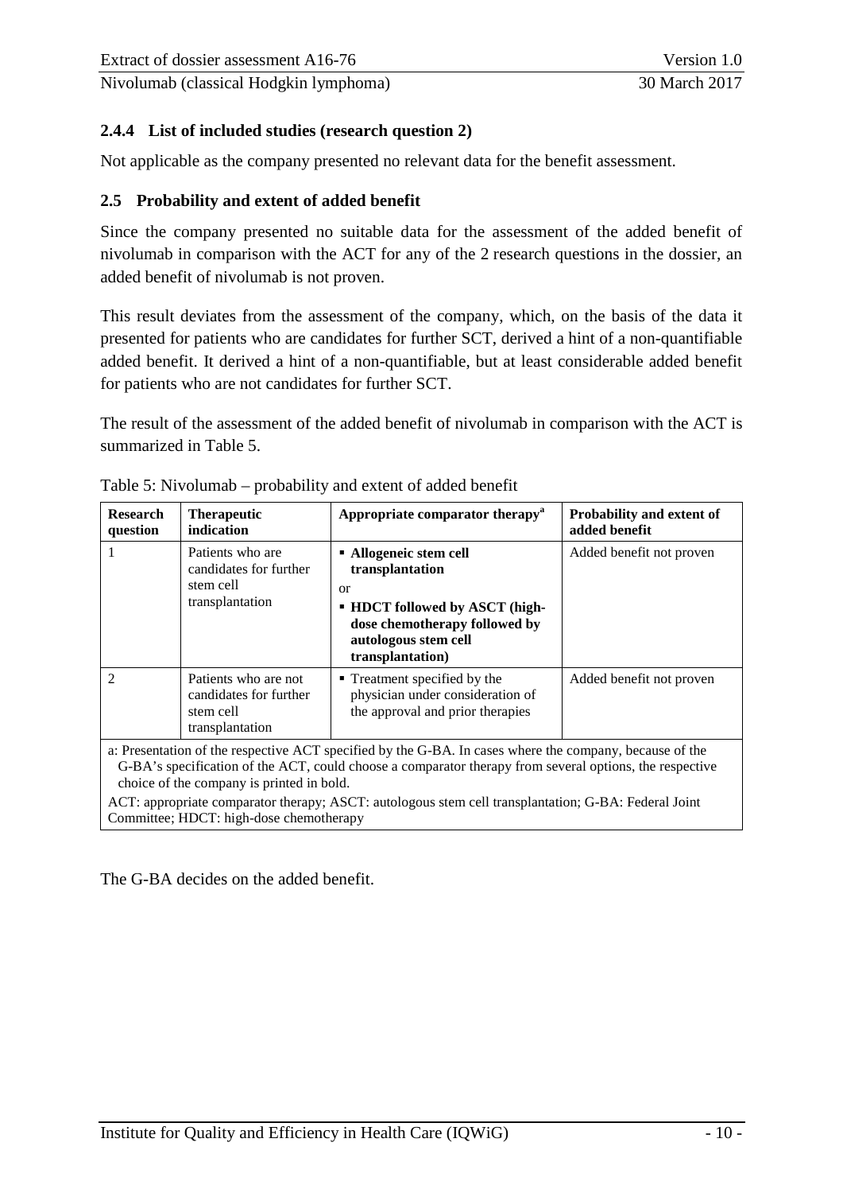### 2.4.4 List of included studies (research question 2)

Not applicable as the company presented no relevant data for the benefit assessment.

## 2.5 Probability and extent of added benefit

Since the company presented no suitable data for the assessment of the added benefit of nivolumab in comparison with the ACT for any of the 2 research questions in the dossier, an added benefit of nivolumab is not proven.

This result deviates from the assessment of the company, which, on the basis of the data it presented for patients who are candidates for further SCT, derived a hint of a non-quantifiable added benefit. It derived a hint of a non-quantifiable, but at least considerable added benefit for patients who are not candidates for further SCT.

The result of the assessment of the added benefit of nivolumab in comparison with the ACT is summarized in Table 5.

Table 5: Nivolumab – probability and extent of added benefit

| Research question | Therapeutic indication | Appropriate comparator therapy[a] | Probability and extent of added benefit |
|---|---|---|---|
| 1 | Patients who are candidates for further stem cell transplantation | ▪ **Allogeneic stem cell transplantation**<br>or<br>▪ **HDCT followed by ASCT (high-dose chemotherapy followed by autologous stem cell transplantation)** | Added benefit not proven |
| 2 | Patients who are not candidates for further stem cell transplantation | ▪ Treatment specified by the physician under consideration of the approval and prior therapies | Added benefit not proven |

a: Presentation of the respective ACT specified by the G-BA. In cases where the company, because of the G-BA's specification of the ACT, could choose a comparator therapy from several options, the respective choice of the company is printed in bold.

ACT: appropriate comparator therapy; ASCT: autologous stem cell transplantation; G-BA: Federal Joint Committee; HDCT: high-dose chemotherapy

The G-BA decides on the added benefit.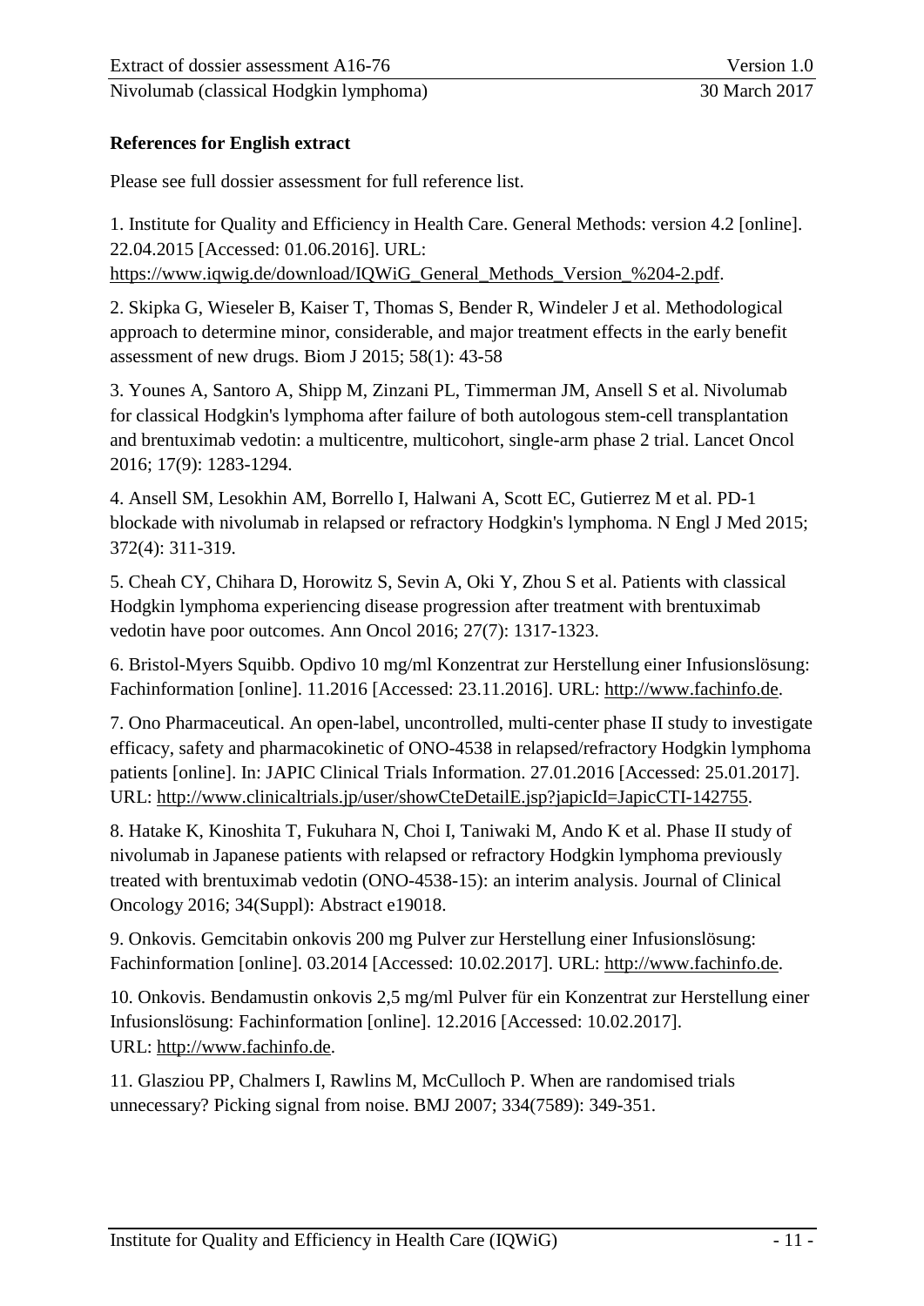**References for English extract**

Please see full dossier assessment for full reference list.

1. Institute for Quality and Efficiency in Health Care. General Methods: version 4.2 [online]. 22.04.2015 [Accessed: 01.06.2016]. URL: https://www.iqwig.de/download/IQWiG_General_Methods_Version_%204-2.pdf.

2. Skipka G, Wieseler B, Kaiser T, Thomas S, Bender R, Windeler J et al. Methodological approach to determine minor, considerable, and major treatment effects in the early benefit assessment of new drugs. Biom J 2015; 58(1): 43-58

3. Younes A, Santoro A, Shipp M, Zinzani PL, Timmerman JM, Ansell S et al. Nivolumab for classical Hodgkin's lymphoma after failure of both autologous stem-cell transplantation and brentuximab vedotin: a multicentre, multicohort, single-arm phase 2 trial. Lancet Oncol 2016; 17(9): 1283-1294.

4. Ansell SM, Lesokhin AM, Borrello I, Halwani A, Scott EC, Gutierrez M et al. PD-1 blockade with nivolumab in relapsed or refractory Hodgkin's lymphoma. N Engl J Med 2015; 372(4): 311-319.

5. Cheah CY, Chihara D, Horowitz S, Sevin A, Oki Y, Zhou S et al. Patients with classical Hodgkin lymphoma experiencing disease progression after treatment with brentuximab vedotin have poor outcomes. Ann Oncol 2016; 27(7): 1317-1323.

6. Bristol-Myers Squibb. Opdivo 10 mg/ml Konzentrat zur Herstellung einer Infusionslösung: Fachinformation [online]. 11.2016 [Accessed: 23.11.2016]. URL: http://www.fachinfo.de.

7. Ono Pharmaceutical. An open-label, uncontrolled, multi-center phase II study to investigate efficacy, safety and pharmacokinetic of ONO-4538 in relapsed/refractory Hodgkin lymphoma patients [online]. In: JAPIC Clinical Trials Information. 27.01.2016 [Accessed: 25.01.2017]. URL: http://www.clinicaltrials.jp/user/showCteDetailE.jsp?japicId=JapicCTI-142755.

8. Hatake K, Kinoshita T, Fukuhara N, Choi I, Taniwaki M, Ando K et al. Phase II study of nivolumab in Japanese patients with relapsed or refractory Hodgkin lymphoma previously treated with brentuximab vedotin (ONO-4538-15): an interim analysis. Journal of Clinical Oncology 2016; 34(Suppl): Abstract e19018.

9. Onkovis. Gemcitabin onkovis 200 mg Pulver zur Herstellung einer Infusionslösung: Fachinformation [online]. 03.2014 [Accessed: 10.02.2017]. URL: http://www.fachinfo.de.

10. Onkovis. Bendamustin onkovis 2,5 mg/ml Pulver für ein Konzentrat zur Herstellung einer Infusionslösung: Fachinformation [online]. 12.2016 [Accessed: 10.02.2017]. URL: http://www.fachinfo.de.

11. Glasziou PP, Chalmers I, Rawlins M, McCulloch P. When are randomised trials unnecessary? Picking signal from noise. BMJ 2007; 334(7589): 349-351.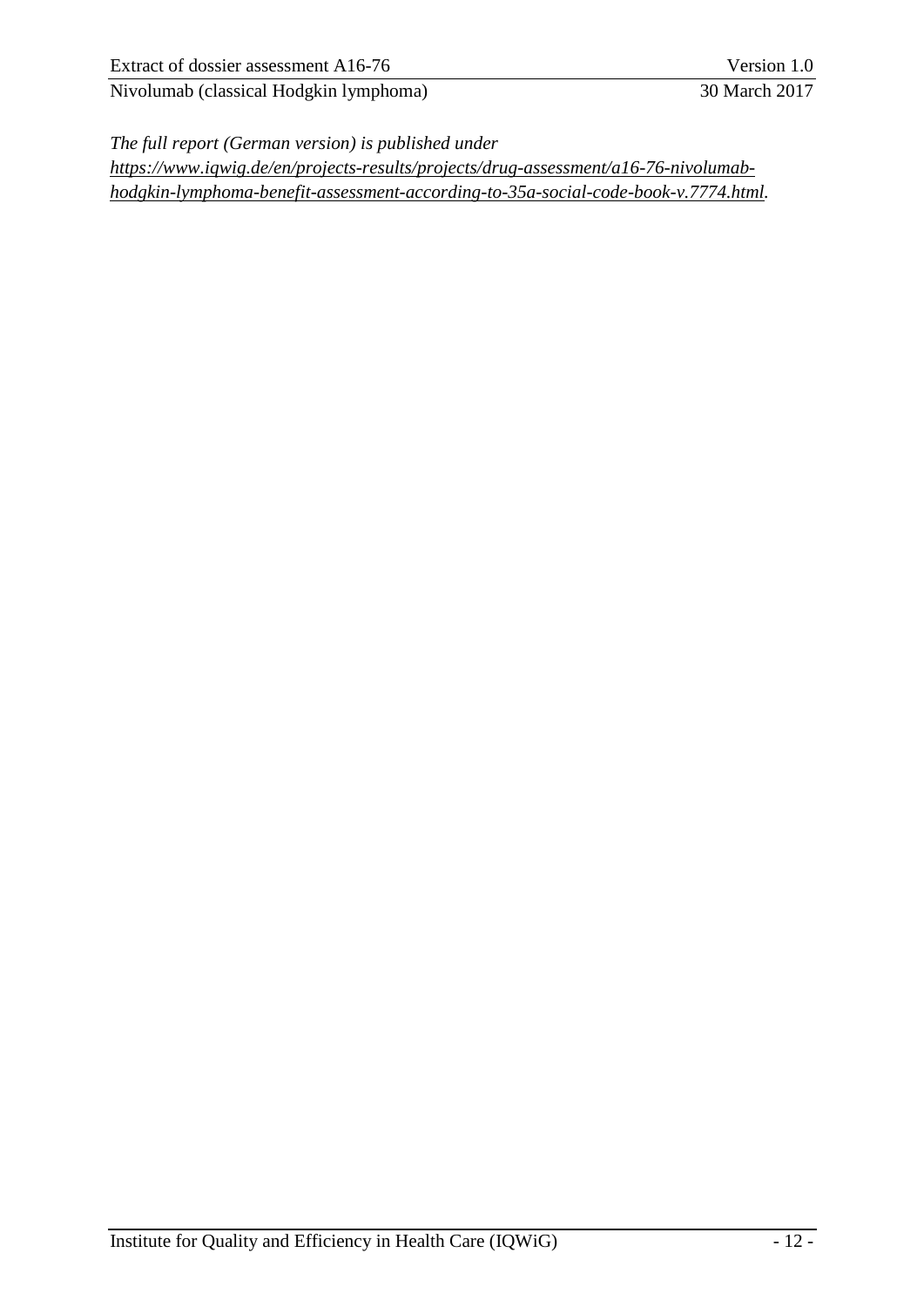*The full report (German version) is published under [https://www.iqwig.de/en/projects-results/projects/drug-assessment/a16-76-nivolumab-hodgkin-lymphoma-benefit-assessment-according-to-35a-social-code-book-v.7774.html](https://www.iqwig.de/en/projects-results/projects/drug-assessment/a16-76-nivolumab-hodgkin-lymphoma-benefit-assessment-according-to-35a-social-code-book-v.7774.html).*